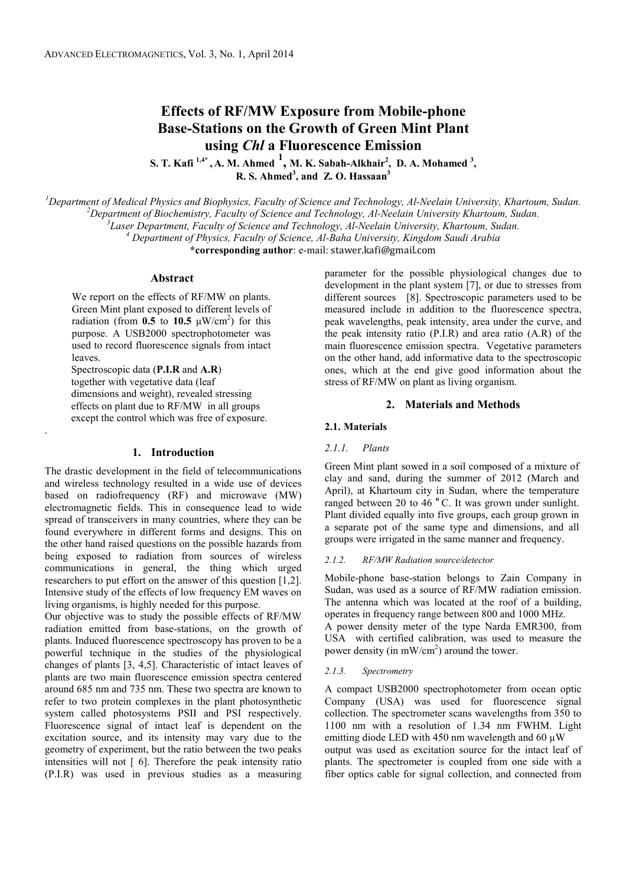# Effects of RF/MW Exposure from Mobile-phone Base-Stations on the Growth of Green Mint Plant using *Chl* a Fluorescence Emission

**S. T. Kafi [1,4*], A. M. Ahmed [1], M. K. Sabah-Alkhair[2], D. A. Mohamed [3], R. S. Ahmed[3], and Z. O. Hassaan[3]**

[1]*Department of Medical Physics and Biophysics, Faculty of Science and Technology, Al-Neelain University, Khartoum, Sudan.*
[2]*Department of Biochemistry, Faculty of Science and Technology, Al-Neelain University Khartoum, Sudan.*
[3]*Laser Department, Faculty of Science and Technology, Al-Neelain University, Khartoum, Sudan.*
[4] *Department of Physics, Faculty of Science, Al-Baha University, Kingdom Saudi Arabia*
**\*corresponding author**: e-mail: stawer.kafi@gmail.com

## Abstract

We report on the effects of RF/MW on plants. Green Mint plant exposed to different levels of radiation (from **0.5** to **10.5** μW/cm$^2$) for this purpose. A USB2000 spectrophotometer was used to record fluorescence signals from intact leaves.
Spectroscopic data (**P.I.R** and **A.R**) together with vegetative data (leaf dimensions and weight), revealed stressing effects on plant due to RF/MW in all groups except the control which was free of exposure.

## 1. Introduction

The drastic development in the field of telecommunications and wireless technology resulted in a wide use of devices based on radiofrequency (RF) and microwave (MW) electromagnetic fields. This in consequence lead to wide spread of transceivers in many countries, where they can be found everywhere in different forms and designs. This on the other hand raised questions on the possible hazards from being exposed to radiation from sources of wireless communications in general, the thing which urged researchers to put effort on the answer of this question [1,2]. Intensive study of the effects of low frequency EM waves on living organisms, is highly needed for this purpose.
Our objective was to study the possible effects of RF/MW radiation emitted from base-stations, on the growth of plants. Induced fluorescence spectroscopy has proven to be a powerful technique in the studies of the physiological changes of plants [3, 4,5]. Characteristic of intact leaves of plants are two main fluorescence emission spectra centered around 685 nm and 735 nm. These two spectra are known to refer to two protein complexes in the plant photosynthetic system called photosystems PSII and PSI respectively. Fluorescence signal of intact leaf is dependent on the excitation source, and its intensity may vary due to the geometry of experiment, but the ratio between the two peaks intensities will not [ 6]. Therefore the peak intensity ratio (P.I.R) was used in previous studies as a measuring parameter for the possible physiological changes due to development in the plant system [7], or due to stresses from different sources [8]. Spectroscopic parameters used to be measured include in addition to the fluorescence spectra, peak wavelengths, peak intensity, area under the curve, and the peak intensity ratio (P.I.R) and area ratio (A.R) of the main fluorescence emission spectra. Vegetative parameters on the other hand, add informative data to the spectroscopic ones, which at the end give good information about the stress of RF/MW on plant as living organism.

## 2. Materials and Methods

### 2.1. Materials

#### *2.1.1. Plants*

Green Mint plant sowed in a soil composed of a mixture of clay and sand, during the summer of 2012 (March and April), at Khartoum city in Sudan, where the temperature ranged between 20 to 46 $^{o}$C. It was grown under sunlight. Plant divided equally into five groups, each group grown in a separate pot of the same type and dimensions, and all groups were irrigated in the same manner and frequency.

#### *2.1.2. RF/MW Radiation source/detector*

Mobile-phone base-station belongs to Zain Company in Sudan, was used as a source of RF/MW radiation emission. The antenna which was located at the roof of a building, operates in frequency range between 800 and 1000 MHz.
A power density meter of the type Narda EMR300, from USA with certified calibration, was used to measure the power density (in mW/cm$^2$) around the tower.

#### *2.1.3. Spectrometry*

A compact USB2000 spectrophotometer from ocean optic Company (USA) was used for fluorescence signal collection. The spectrometer scans wavelengths from 350 to 1100 nm with a resolution of 1.34 nm FWHM. Light emitting diode LED with 450 nm wavelength and 60 μW output was used as excitation source for the intact leaf of plants. The spectrometer is coupled from one side with a fiber optics cable for signal collection, and connected from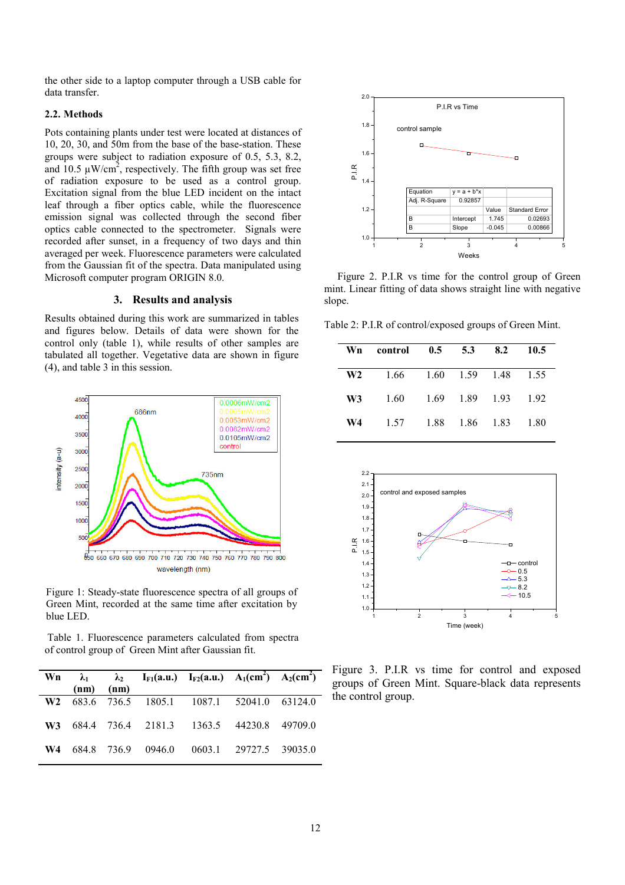the other side to a laptop computer through a USB cable for data transfer.

### 2.2. Methods

Pots containing plants under test were located at distances of 10, 20, 30, and 50m from the base of the base-station. These groups were subject to radiation exposure of 0.5, 5.3, 8.2, and 10.5 µW/cm$^2$, respectively. The fifth group was set free of radiation exposure to be used as a control group. Excitation signal from the blue LED incident on the intact leaf through a fiber optics cable, while the fluorescence emission signal was collected through the second fiber optics cable connected to the spectrometer. Signals were recorded after sunset, in a frequency of two days and thin averaged per week. Fluorescence parameters were calculated from the Gaussian fit of the spectra. Data manipulated using Microsoft computer program ORIGIN 8.0.

## 3. Results and analysis

Results obtained during this work are summarized in tables and figures below. Details of data were shown for the control only (table 1), while results of other samples are tabulated all together. Vegetative data are shown in figure (4), and table 3 in this session.

Figure 1: Steady-state fluorescence spectra of all groups of Green Mint, recorded at the same time after excitation by blue LED.

Table 1. Fluorescence parameters calculated from spectra of control group of Green Mint after Gaussian fit.

| Wn | $\lambda_1$ (nm) | $\lambda_2$ (nm) | $I_{F1}$(a.u.) | $I_{F2}$(a.u.) | $A_1$(cm$^2$) | $A_2$(cm$^2$) |
|---|---|---|---|---|---|---|
| **W2** | 683.6 | 736.5 | 1805.1 | 1087.1 | 52041.0 | 63124.0 |
| **W3** | 684.4 | 736.4 | 2181.3 | 1363.5 | 44230.8 | 49709.0 |
| **W4** | 684.8 | 736.9 | 0946.0 | 0603.1 | 29727.5 | 39035.0 |

Figure 2. P.I.R vs time for the control group of Green mint. Linear fitting of data shows straight line with negative slope.

Table 2: P.I.R of control/exposed groups of Green Mint.

| Wn | control | 0.5 | 5.3 | 8.2 | 10.5 |
|---|---|---|---|---|---|
| **W2** | 1.66 | 1.60 | 1.59 | 1.48 | 1.55 |
| **W3** | 1.60 | 1.69 | 1.89 | 1.93 | 1.92 |
| **W4** | 1.57 | 1.88 | 1.86 | 1.83 | 1.80 |

Figure 3. P.I.R vs time for control and exposed groups of Green Mint. Square-black data represents the control group.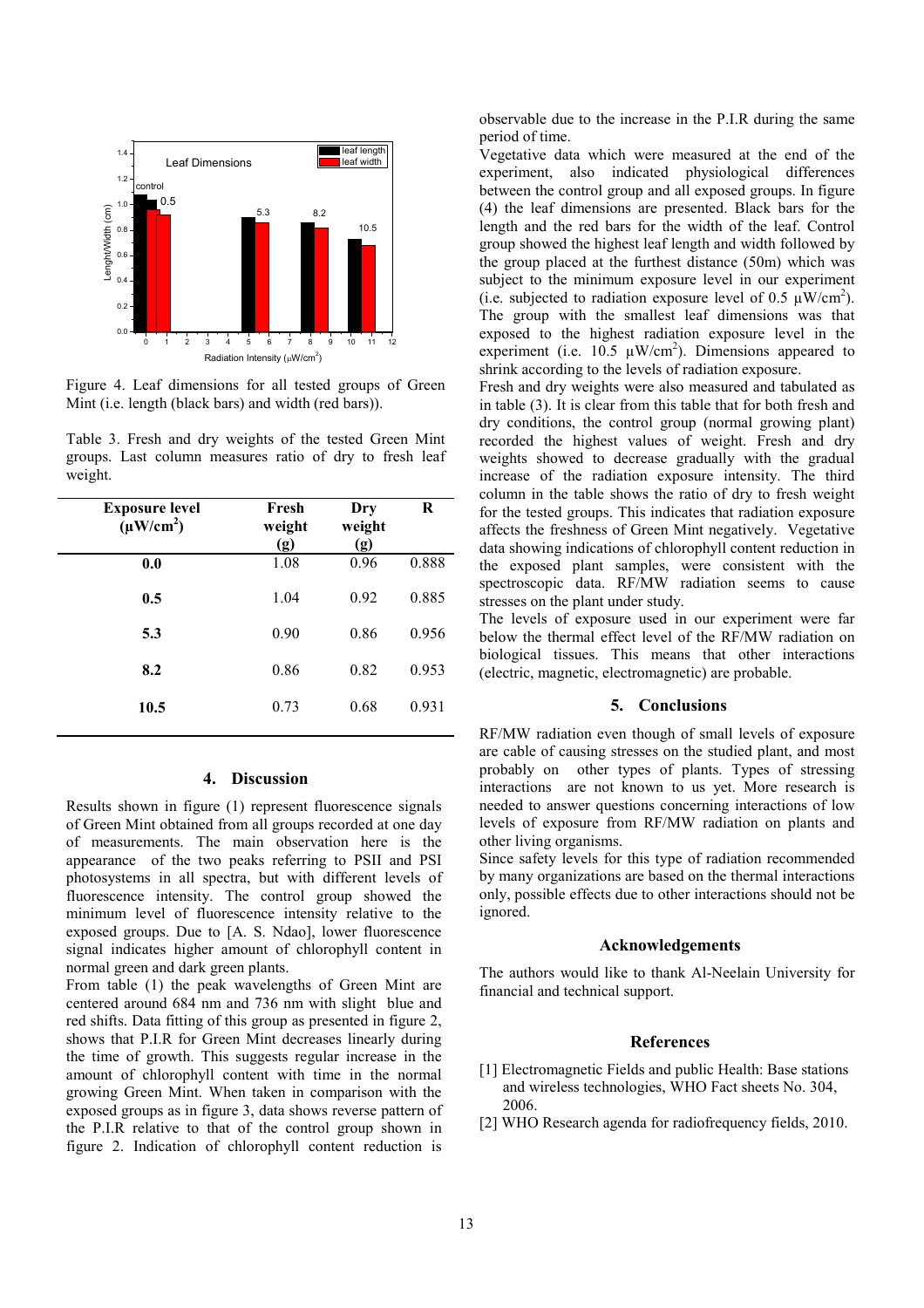Figure 4. Leaf dimensions for all tested groups of Green Mint (i.e. length (black bars) and width (red bars)).

Table 3. Fresh and dry weights of the tested Green Mint groups. Last column measures ratio of dry to fresh leaf weight.

| Exposure level ($\mu W/cm^2$) | Fresh weight (g) | Dry weight (g) | R |
|---|---|---|---|
| **0.0** | 1.08 | 0.96 | 0.888 |
| **0.5** | 1.04 | 0.92 | 0.885 |
| **5.3** | 0.90 | 0.86 | 0.956 |
| **8.2** | 0.86 | 0.82 | 0.953 |
| **10.5** | 0.73 | 0.68 | 0.931 |

## 4. Discussion

Results shown in figure (1) represent fluorescence signals of Green Mint obtained from all groups recorded at one day of measurements. The main observation here is the appearance of the two peaks referring to PSII and PSI photosystems in all spectra, but with different levels of fluorescence intensity. The control group showed the minimum level of fluorescence intensity relative to the exposed groups. Due to [A. S. Ndao], lower fluorescence signal indicates higher amount of chlorophyll content in normal green and dark green plants.

From table (1) the peak wavelengths of Green Mint are centered around 684 nm and 736 nm with slight blue and red shifts. Data fitting of this group as presented in figure 2, shows that P.I.R for Green Mint decreases linearly during the time of growth. This suggests regular increase in the amount of chlorophyll content with time in the normal growing Green Mint. When taken in comparison with the exposed groups as in figure 3, data shows reverse pattern of the P.I.R relative to that of the control group shown in figure 2. Indication of chlorophyll content reduction is observable due to the increase in the P.I.R during the same period of time.

Vegetative data which were measured at the end of the experiment, also indicated physiological differences between the control group and all exposed groups. In figure (4) the leaf dimensions are presented. Black bars for the length and the red bars for the width of the leaf. Control group showed the highest leaf length and width followed by the group placed at the furthest distance (50m) which was subject to the minimum exposure level in our experiment (i.e. subjected to radiation exposure level of 0.5 $\mu W/cm^2$). The group with the smallest leaf dimensions was that exposed to the highest radiation exposure level in the experiment (i.e. 10.5 $\mu W/cm^2$). Dimensions appeared to shrink according to the levels of radiation exposure.

Fresh and dry weights were also measured and tabulated as in table (3). It is clear from this table that for both fresh and dry conditions, the control group (normal growing plant) recorded the highest values of weight. Fresh and dry weights showed to decrease gradually with the gradual increase of the radiation exposure intensity. The third column in the table shows the ratio of dry to fresh weight for the tested groups. This indicates that radiation exposure affects the freshness of Green Mint negatively. Vegetative data showing indications of chlorophyll content reduction in the exposed plant samples, were consistent with the spectroscopic data. RF/MW radiation seems to cause stresses on the plant under study.

The levels of exposure used in our experiment were far below the thermal effect level of the RF/MW radiation on biological tissues. This means that other interactions (electric, magnetic, electromagnetic) are probable.

## 5. Conclusions

RF/MW radiation even though of small levels of exposure are cable of causing stresses on the studied plant, and most probably on other types of plants. Types of stressing interactions are not known to us yet. More research is needed to answer questions concerning interactions of low levels of exposure from RF/MW radiation on plants and other living organisms.

Since safety levels for this type of radiation recommended by many organizations are based on the thermal interactions only, possible effects due to other interactions should not be ignored.

## Acknowledgements

The authors would like to thank Al-Neelain University for financial and technical support.

## References

[1] Electromagnetic Fields and public Health: Base stations and wireless technologies, WHO Fact sheets No. 304, 2006.

[2] WHO Research agenda for radiofrequency fields, 2010.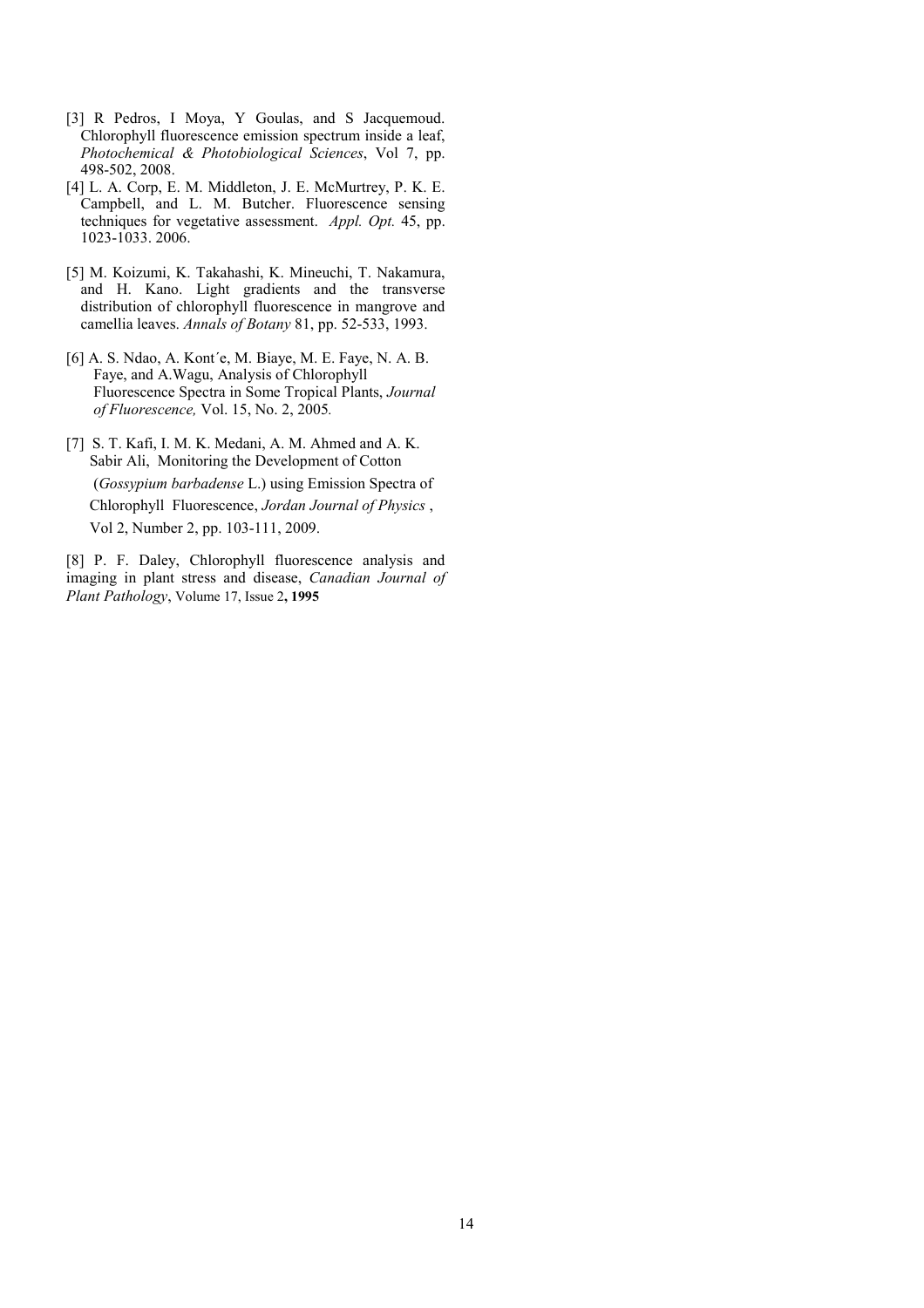[3] R Pedros, I Moya, Y Goulas, and S Jacquemoud. Chlorophyll fluorescence emission spectrum inside a leaf, *Photochemical & Photobiological Sciences*, Vol 7, pp. 498-502, 2008.

[4] L. A. Corp, E. M. Middleton, J. E. McMurtrey, P. K. E. Campbell, and L. M. Butcher. Fluorescence sensing techniques for vegetative assessment. *Appl. Opt.* 45, pp. 1023-1033. 2006.

[5] M. Koizumi, K. Takahashi, K. Mineuchi, T. Nakamura, and H. Kano. Light gradients and the transverse distribution of chlorophyll fluorescence in mangrove and camellia leaves. *Annals of Botany* 81, pp. 52-533, 1993.

[6] A. S. Ndao, A. Kont´e, M. Biaye, M. E. Faye, N. A. B. Faye, and A.Wagu, Analysis of Chlorophyll Fluorescence Spectra in Some Tropical Plants, *Journal of Fluorescence,* Vol. 15, No. 2, 2005.

[7] S. T. Kafi, I. M. K. Medani, A. M. Ahmed and A. K. Sabir Ali, Monitoring the Development of Cotton (*Gossypium barbadense* L.) using Emission Spectra of Chlorophyll Fluorescence, *Jordan Journal of Physics* , Vol 2, Number 2, pp. 103-111, 2009.

[8] P. F. Daley, Chlorophyll fluorescence analysis and imaging in plant stress and disease, *Canadian Journal of Plant Pathology*, Volume 17, Issue 2**, 1995**